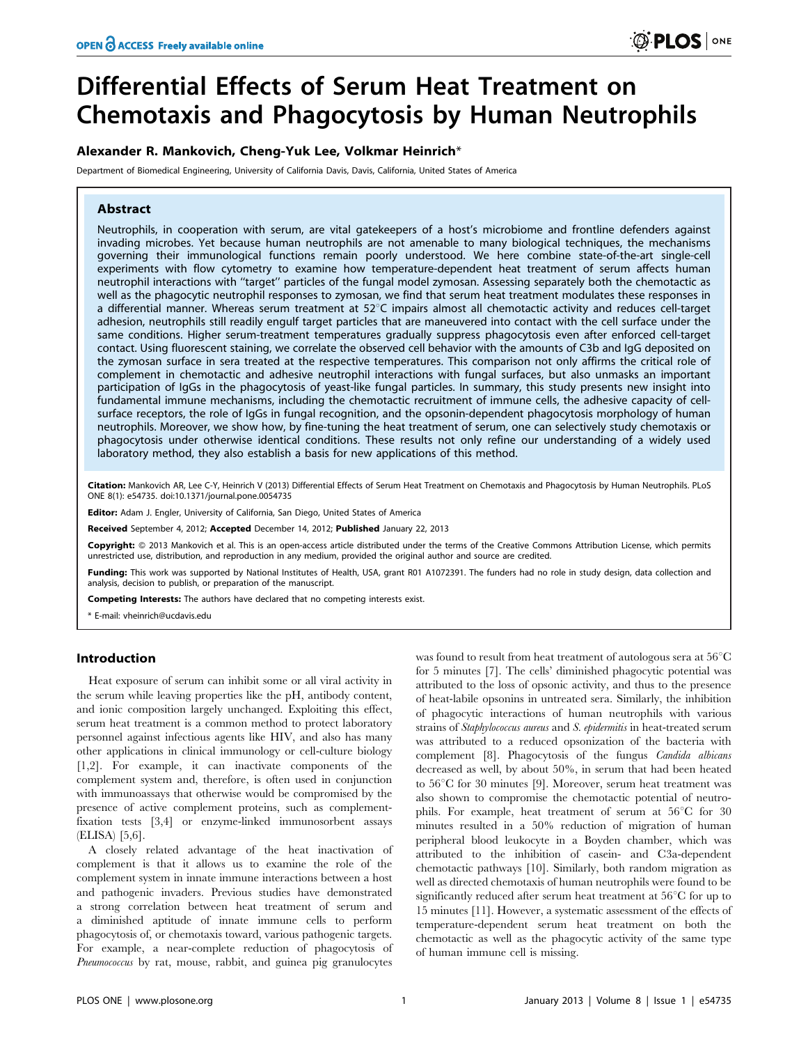# Differential Effects of Serum Heat Treatment on Chemotaxis and Phagocytosis by Human Neutrophils

**Alexander R. Mankovich, Cheng-Yuk Lee, Volkmar Heinrich***

Department of Biomedical Engineering, University of California Davis, Davis, California, United States of America

## Abstract

Neutrophils, in cooperation with serum, are vital gatekeepers of a host's microbiome and frontline defenders against invading microbes. Yet because human neutrophils are not amenable to many biological techniques, the mechanisms governing their immunological functions remain poorly understood. We here combine state-of-the-art single-cell experiments with flow cytometry to examine how temperature-dependent heat treatment of serum affects human neutrophil interactions with "target" particles of the fungal model zymosan. Assessing separately both the chemotactic as well as the phagocytic neutrophil responses to zymosan, we find that serum heat treatment modulates these responses in a differential manner. Whereas serum treatment at 52°C impairs almost all chemotactic activity and reduces cell-target adhesion, neutrophils still readily engulf target particles that are maneuvered into contact with the cell surface under the same conditions. Higher serum-treatment temperatures gradually suppress phagocytosis even after enforced cell-target contact. Using fluorescent staining, we correlate the observed cell behavior with the amounts of C3b and IgG deposited on the zymosan surface in sera treated at the respective temperatures. This comparison not only affirms the critical role of complement in chemotactic and adhesive neutrophil interactions with fungal surfaces, but also unmasks an important participation of IgGs in the phagocytosis of yeast-like fungal particles. In summary, this study presents new insight into fundamental immune mechanisms, including the chemotactic recruitment of immune cells, the adhesive capacity of cell-surface receptors, the role of IgGs in fungal recognition, and the opsonin-dependent phagocytosis morphology of human neutrophils. Moreover, we show how, by fine-tuning the heat treatment of serum, one can selectively study chemotaxis or phagocytosis under otherwise identical conditions. These results not only refine our understanding of a widely used laboratory method, they also establish a basis for new applications of this method.

**Citation:** Mankovich AR, Lee C-Y, Heinrich V (2013) Differential Effects of Serum Heat Treatment on Chemotaxis and Phagocytosis by Human Neutrophils. PLoS ONE 8(1): e54735. doi:10.1371/journal.pone.0054735

**Editor:** Adam J. Engler, University of California, San Diego, United States of America

**Received** September 4, 2012; **Accepted** December 14, 2012; **Published** January 22, 2013

**Copyright:** © 2013 Mankovich et al. This is an open-access article distributed under the terms of the Creative Commons Attribution License, which permits unrestricted use, distribution, and reproduction in any medium, provided the original author and source are credited.

**Funding:** This work was supported by National Institutes of Health, USA, grant R01 A1072391. The funders had no role in study design, data collection and analysis, decision to publish, or preparation of the manuscript.

**Competing Interests:** The authors have declared that no competing interests exist.

\* E-mail: vheinrich@ucdavis.edu

## Introduction

Heat exposure of serum can inhibit some or all viral activity in the serum while leaving properties like the pH, antibody content, and ionic composition largely unchanged. Exploiting this effect, serum heat treatment is a common method to protect laboratory personnel against infectious agents like HIV, and also has many other applications in clinical immunology or cell-culture biology [1,2]. For example, it can inactivate components of the complement system and, therefore, is often used in conjunction with immunoassays that otherwise would be compromised by the presence of active complement proteins, such as complement-fixation tests [3,4] or enzyme-linked immunosorbent assays (ELISA) [5,6].

A closely related advantage of the heat inactivation of complement is that it allows us to examine the role of the complement system in innate immune interactions between a host and pathogenic invaders. Previous studies have demonstrated a strong correlation between heat treatment of serum and a diminished aptitude of innate immune cells to perform phagocytosis of, or chemotaxis toward, various pathogenic targets. For example, a near-complete reduction of phagocytosis of *Pneumococcus* by rat, mouse, rabbit, and guinea pig granulocytes was found to result from heat treatment of autologous sera at 56°C for 5 minutes [7]. The cells' diminished phagocytic potential was attributed to the loss of opsonic activity, and thus to the presence of heat-labile opsonins in untreated sera. Similarly, the inhibition of phagocytic interactions of human neutrophils with various strains of *Staphylococcus aureus* and *S. epidermitis* in heat-treated serum was attributed to a reduced opsonization of the bacteria with complement [8]. Phagocytosis of the fungus *Candida albicans* decreased as well, by about 50%, in serum that had been heated to 56°C for 30 minutes [9]. Moreover, serum heat treatment was also shown to compromise the chemotactic potential of neutrophils. For example, heat treatment of serum at 56°C for 30 minutes resulted in a 50% reduction of migration of human peripheral blood leukocyte in a Boyden chamber, which was attributed to the inhibition of casein- and C3a-dependent chemotactic pathways [10]. Similarly, both random migration as well as directed chemotaxis of human neutrophils were found to be significantly reduced after serum heat treatment at 56°C for up to 15 minutes [11]. However, a systematic assessment of the effects of temperature-dependent serum heat treatment on both the chemotactic as well as the phagocytic activity of the same type of human immune cell is missing.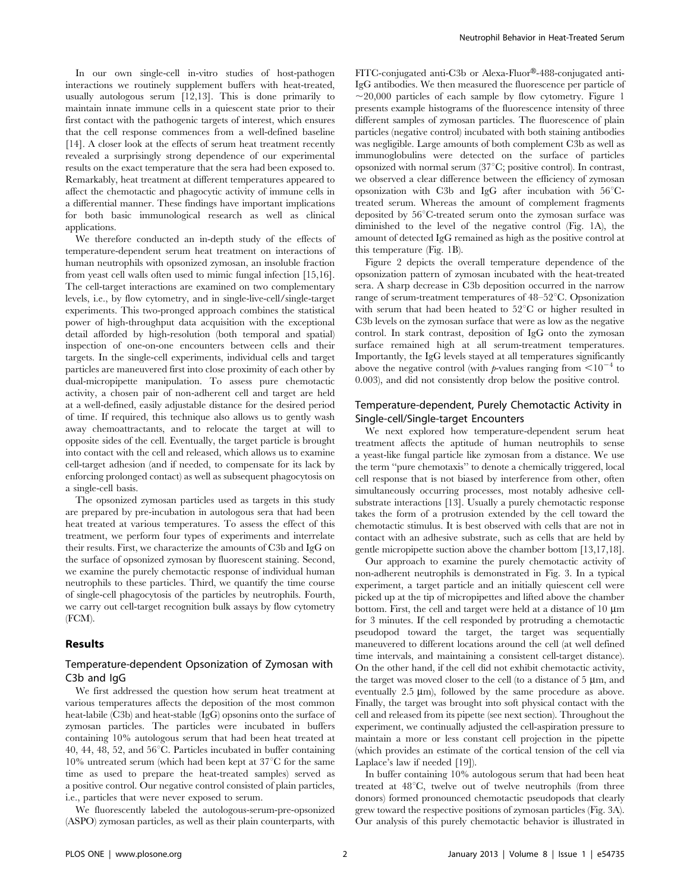In our own single-cell in-vitro studies of host-pathogen interactions we routinely supplement buffers with heat-treated, usually autologous serum [12,13]. This is done primarily to maintain innate immune cells in a quiescent state prior to their first contact with the pathogenic targets of interest, which ensures that the cell response commences from a well-defined baseline [14]. A closer look at the effects of serum heat treatment recently revealed a surprisingly strong dependence of our experimental results on the exact temperature that the sera had been exposed to. Remarkably, heat treatment at different temperatures appeared to affect the chemotactic and phagocytic activity of immune cells in a differential manner. These findings have important implications for both basic immunological research as well as clinical applications.

We therefore conducted an in-depth study of the effects of temperature-dependent serum heat treatment on interactions of human neutrophils with opsonized zymosan, an insoluble fraction from yeast cell walls often used to mimic fungal infection [15,16]. The cell-target interactions are examined on two complementary levels, i.e., by flow cytometry, and in single-live-cell/single-target experiments. This two-pronged approach combines the statistical power of high-throughput data acquisition with the exceptional detail afforded by high-resolution (both temporal and spatial) inspection of one-on-one encounters between cells and their targets. In the single-cell experiments, individual cells and target particles are maneuvered first into close proximity of each other by dual-micropipette manipulation. To assess pure chemotactic activity, a chosen pair of non-adherent cell and target are held at a well-defined, easily adjustable distance for the desired period of time. If required, this technique also allows us to gently wash away chemoattractants, and to relocate the target at will to opposite sides of the cell. Eventually, the target particle is brought into contact with the cell and released, which allows us to examine cell-target adhesion (and if needed, to compensate for its lack by enforcing prolonged contact) as well as subsequent phagocytosis on a single-cell basis.

The opsonized zymosan particles used as targets in this study are prepared by pre-incubation in autologous sera that had been heat treated at various temperatures. To assess the effect of this treatment, we perform four types of experiments and interrelate their results. First, we characterize the amounts of C3b and IgG on the surface of opsonized zymosan by fluorescent staining. Second, we examine the purely chemotactic response of individual human neutrophils to these particles. Third, we quantify the time course of single-cell phagocytosis of the particles by neutrophils. Fourth, we carry out cell-target recognition bulk assays by flow cytometry (FCM).

## Results

### Temperature-dependent Opsonization of Zymosan with C3b and IgG

We first addressed the question how serum heat treatment at various temperatures affects the deposition of the most common heat-labile (C3b) and heat-stable (IgG) opsonins onto the surface of zymosan particles. The particles were incubated in buffers containing 10% autologous serum that had been heat treated at 40, 44, 48, 52, and 56°C. Particles incubated in buffer containing 10% untreated serum (which had been kept at 37°C for the same time as used to prepare the heat-treated samples) served as a positive control. Our negative control consisted of plain particles, i.e., particles that were never exposed to serum.

We fluorescently labeled the autologous-serum-pre-opsonized (ASPO) zymosan particles, as well as their plain counterparts, with FITC-conjugated anti-C3b or Alexa-Fluor®-488-conjugated anti-IgG antibodies. We then measured the fluorescence per particle of ~20,000 particles of each sample by flow cytometry. Figure 1 presents example histograms of the fluorescence intensity of three different samples of zymosan particles. The fluorescence of plain particles (negative control) incubated with both staining antibodies was negligible. Large amounts of both complement C3b as well as immunoglobulins were detected on the surface of particles opsonized with normal serum (37°C; positive control). In contrast, we observed a clear difference between the efficiency of zymosan opsonization with C3b and IgG after incubation with 56°C-treated serum. Whereas the amount of complement fragments deposited by 56°C-treated serum onto the zymosan surface was diminished to the level of the negative control (Fig. 1A), the amount of detected IgG remained as high as the positive control at this temperature (Fig. 1B).

Figure 2 depicts the overall temperature dependence of the opsonization pattern of zymosan incubated with the heat-treated sera. A sharp decrease in C3b deposition occurred in the narrow range of serum-treatment temperatures of 48–52°C. Opsonization with serum that had been heated to 52°C or higher resulted in C3b levels on the zymosan surface that were as low as the negative control. In stark contrast, deposition of IgG onto the zymosan surface remained high at all serum-treatment temperatures. Importantly, the IgG levels stayed at all temperatures significantly above the negative control (with $p$-values ranging from $<10^{-4}$ to 0.003), and did not consistently drop below the positive control.

### Temperature-dependent, Purely Chemotactic Activity in Single-cell/Single-target Encounters

We next explored how temperature-dependent serum heat treatment affects the aptitude of human neutrophils to sense a yeast-like fungal particle like zymosan from a distance. We use the term "pure chemotaxis" to denote a chemically triggered, local cell response that is not biased by interference from other, often simultaneously occurring processes, most notably adhesive cell-substrate interactions [13]. Usually a purely chemotactic response takes the form of a protrusion extended by the cell toward the chemotactic stimulus. It is best observed with cells that are not in contact with an adhesive substrate, such as cells that are held by gentle micropipette suction above the chamber bottom [13,17,18].

Our approach to examine the purely chemotactic activity of non-adherent neutrophils is demonstrated in Fig. 3. In a typical experiment, a target particle and an initially quiescent cell were picked up at the tip of micropipettes and lifted above the chamber bottom. First, the cell and target were held at a distance of 10 μm for 3 minutes. If the cell responded by protruding a chemotactic pseudopod toward the target, the target was sequentially maneuvered to different locations around the cell (at well defined time intervals, and maintaining a consistent cell-target distance). On the other hand, if the cell did not exhibit chemotactic activity, the target was moved closer to the cell (to a distance of 5 μm, and eventually 2.5 μm), followed by the same procedure as above. Finally, the target was brought into soft physical contact with the cell and released from its pipette (see next section). Throughout the experiment, we continually adjusted the cell-aspiration pressure to maintain a more or less constant cell projection in the pipette (which provides an estimate of the cortical tension of the cell via Laplace's law if needed [19]).

In buffer containing 10% autologous serum that had been heat treated at 48°C, twelve out of twelve neutrophils (from three donors) formed pronounced chemotactic pseudopods that clearly grew toward the respective positions of zymosan particles (Fig. 3A). Our analysis of this purely chemotactic behavior is illustrated in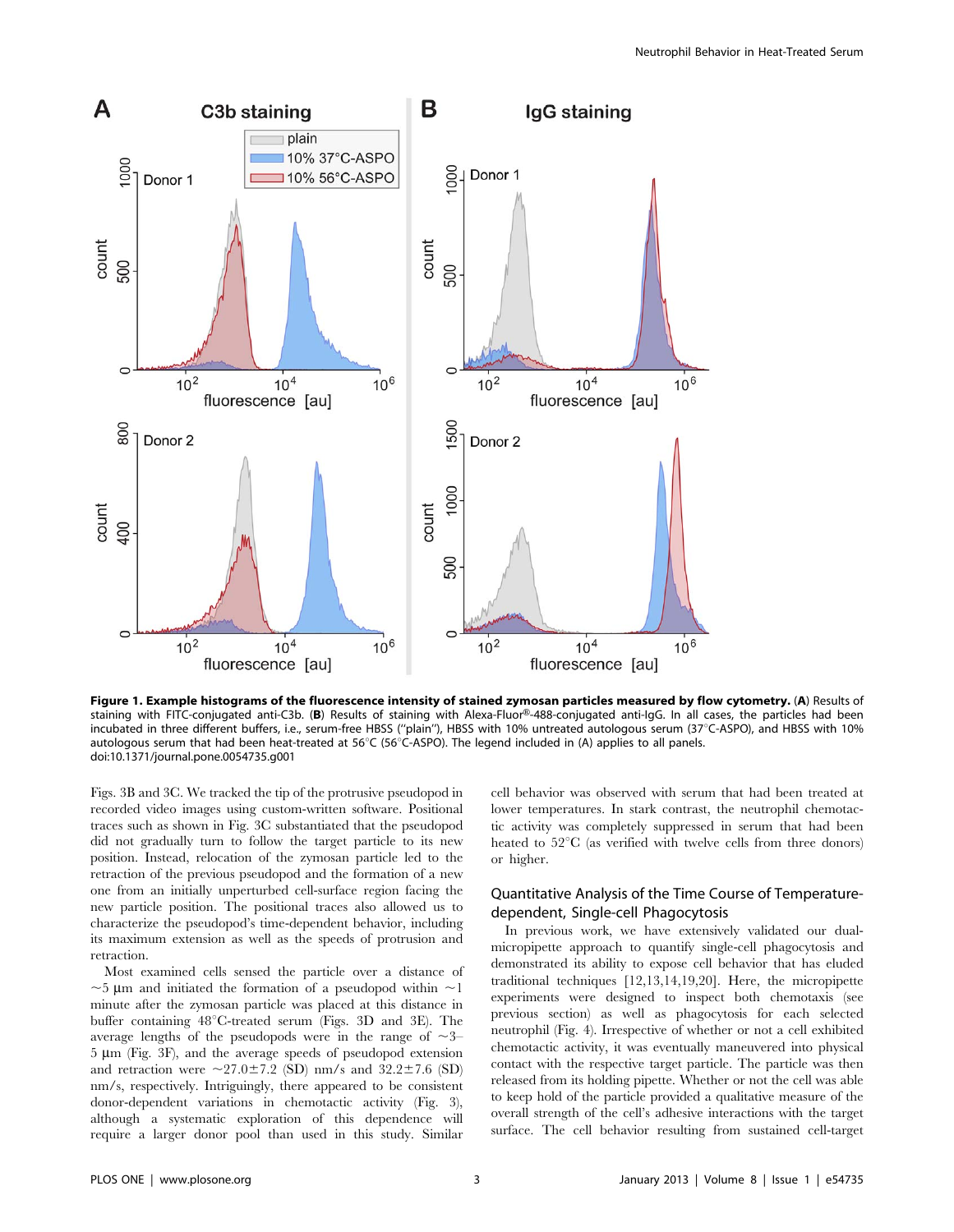**Figure 1. Example histograms of the fluorescence intensity of stained zymosan particles measured by flow cytometry.** (**A**) Results of staining with FITC-conjugated anti-C3b. (**B**) Results of staining with Alexa-Fluor®-488-conjugated anti-IgG. In all cases, the particles had been incubated in three different buffers, i.e., serum-free HBSS ("plain"), HBSS with 10% untreated autologous serum (37°C-ASPO), and HBSS with 10% autologous serum that had been heat-treated at 56°C (56°C-ASPO). The legend included in (A) applies to all panels.
doi:10.1371/journal.pone.0054735.g001

Figs. 3B and 3C. We tracked the tip of the protrusive pseudopod in recorded video images using custom-written software. Positional traces such as shown in Fig. 3C substantiated that the pseudopod did not gradually turn to follow the target particle to its new position. Instead, relocation of the zymosan particle led to the retraction of the previous pseudopod and the formation of a new one from an initially unperturbed cell-surface region facing the new particle position. The positional traces also allowed us to characterize the pseudopod's time-dependent behavior, including its maximum extension as well as the speeds of protrusion and retraction.

Most examined cells sensed the particle over a distance of ~5 μm and initiated the formation of a pseudopod within ~1 minute after the zymosan particle was placed at this distance in buffer containing 48°C-treated serum (Figs. 3D and 3E). The average lengths of the pseudopods were in the range of ~3–5 μm (Fig. 3F), and the average speeds of pseudopod extension and retraction were ~27.0±7.2 (SD) nm/s and 32.2±7.6 (SD) nm/s, respectively. Intriguingly, there appeared to be consistent donor-dependent variations in chemotactic activity (Fig. 3), although a systematic exploration of this dependence will require a larger donor pool than used in this study. Similar cell behavior was observed with serum that had been treated at lower temperatures. In stark contrast, the neutrophil chemotactic activity was completely suppressed in serum that had been heated to 52°C (as verified with twelve cells from three donors) or higher.

## Quantitative Analysis of the Time Course of Temperature-dependent, Single-cell Phagocytosis

In previous work, we have extensively validated our dual-micropipette approach to quantify single-cell phagocytosis and demonstrated its ability to expose cell behavior that has eluded traditional techniques [12,13,14,19,20]. Here, the micropipette experiments were designed to inspect both chemotaxis (see previous section) as well as phagocytosis for each selected neutrophil (Fig. 4). Irrespective of whether or not a cell exhibited chemotactic activity, it was eventually maneuvered into physical contact with the respective target particle. The particle was then released from its holding pipette. Whether or not the cell was able to keep hold of the particle provided a qualitative measure of the overall strength of the cell's adhesive interactions with the target surface. The cell behavior resulting from sustained cell-target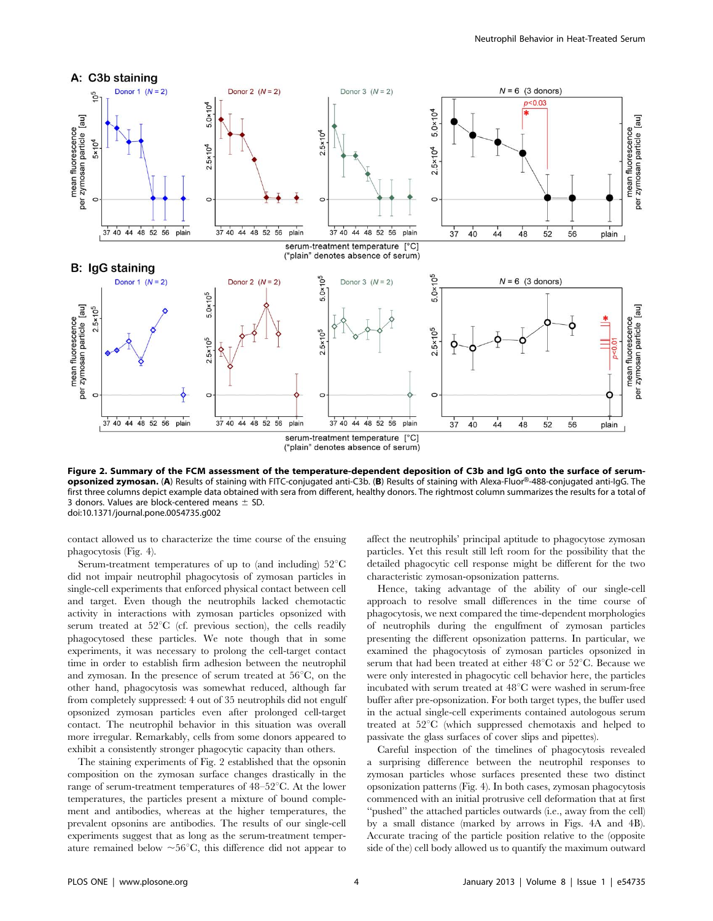**Figure 2. Summary of the FCM assessment of the temperature-dependent deposition of C3b and IgG onto the surface of serum-opsonized zymosan.** (**A**) Results of staining with FITC-conjugated anti-C3b. (**B**) Results of staining with Alexa-Fluor®-488-conjugated anti-IgG. The first three columns depict example data obtained with sera from different, healthy donors. The rightmost column summarizes the results for a total of 3 donors. Values are block-centered means ± SD.
doi:10.1371/journal.pone.0054735.g002

contact allowed us to characterize the time course of the ensuing phagocytosis (Fig. 4).

Serum-treatment temperatures of up to (and including) 52°C did not impair neutrophil phagocytosis of zymosan particles in single-cell experiments that enforced physical contact between cell and target. Even though the neutrophils lacked chemotactic activity in interactions with zymosan particles opsonized with serum treated at 52°C (cf. previous section), the cells readily phagocytosed these particles. We note though that in some experiments, it was necessary to prolong the cell-target contact time in order to establish firm adhesion between the neutrophil and zymosan. In the presence of serum treated at 56°C, on the other hand, phagocytosis was somewhat reduced, although far from completely suppressed: 4 out of 35 neutrophils did not engulf opsonized zymosan particles even after prolonged cell-target contact. The neutrophil behavior in this situation was overall more irregular. Remarkably, cells from some donors appeared to exhibit a consistently stronger phagocytic capacity than others.

The staining experiments of Fig. 2 established that the opsonin composition on the zymosan surface changes drastically in the range of serum-treatment temperatures of 48–52°C. At the lower temperatures, the particles present a mixture of bound complement and antibodies, whereas at the higher temperatures, the prevalent opsonins are antibodies. The results of our single-cell experiments suggest that as long as the serum-treatment temperature remained below ~56°C, this difference did not appear to affect the neutrophils' principal aptitude to phagocytose zymosan particles. Yet this result still left room for the possibility that the detailed phagocytic cell response might be different for the two characteristic zymosan-opsonization patterns.

Hence, taking advantage of the ability of our single-cell approach to resolve small differences in the time course of phagocytosis, we next compared the time-dependent morphologies of neutrophils during the engulfment of zymosan particles presenting the different opsonization patterns. In particular, we examined the phagocytosis of zymosan particles opsonized in serum that had been treated at either 48°C or 52°C. Because we were only interested in phagocytic cell behavior here, the particles incubated with serum treated at 48°C were washed in serum-free buffer after pre-opsonization. For both target types, the buffer used in the actual single-cell experiments contained autologous serum treated at 52°C (which suppressed chemotaxis and helped to passivate the glass surfaces of cover slips and pipettes).

Careful inspection of the timelines of phagocytosis revealed a surprising difference between the neutrophil responses to zymosan particles whose surfaces presented these two distinct opsonization patterns (Fig. 4). In both cases, zymosan phagocytosis commenced with an initial protrusive cell deformation that at first "pushed" the attached particles outwards (i.e., away from the cell) by a small distance (marked by arrows in Figs. 4A and 4B). Accurate tracing of the particle position relative to the (opposite side of the) cell body allowed us to quantify the maximum outward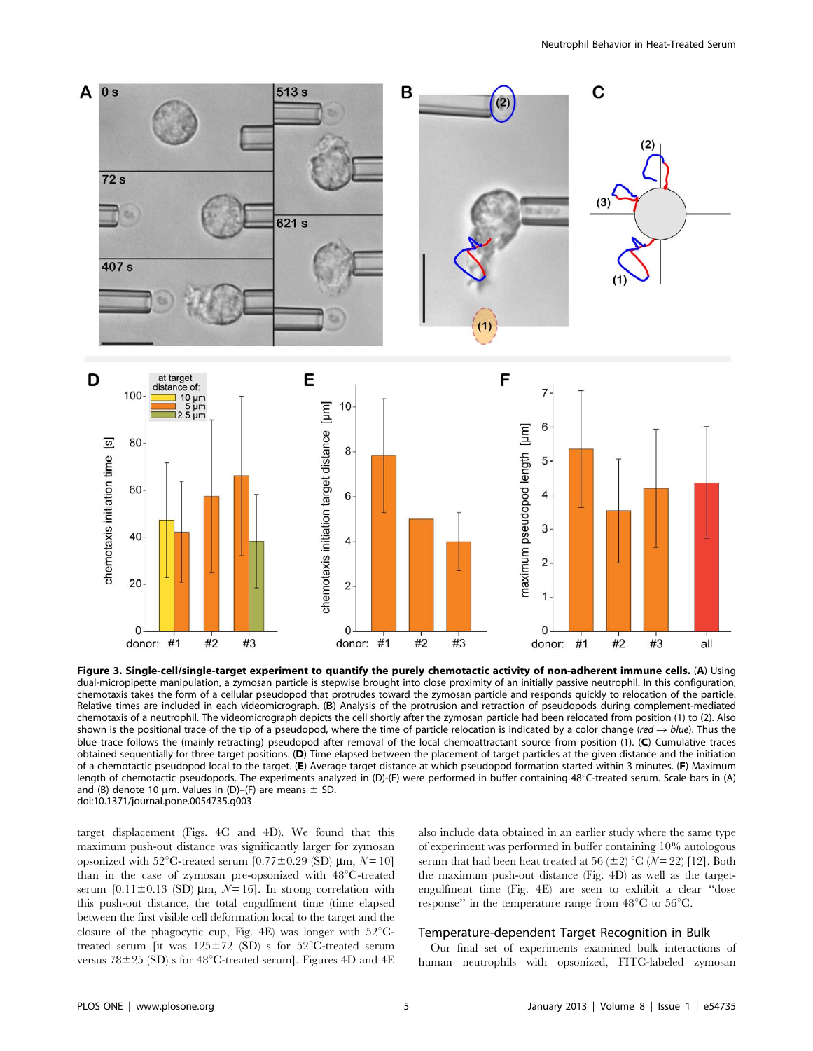**Figure 3. Single-cell/single-target experiment to quantify the purely chemotactic activity of non-adherent immune cells.** (**A**) Using dual-micropipette manipulation, a zymosan particle is stepwise brought into close proximity of an initially passive neutrophil. In this configuration, chemotaxis takes the form of a cellular pseudopod that protrudes toward the zymosan particle and responds quickly to relocation of the particle. Relative times are included in each videomicrograph. (**B**) Analysis of the protrusion and retraction of pseudopods during complement-mediated chemotaxis of a neutrophil. The videomicrograph depicts the cell shortly after the zymosan particle had been relocated from position (1) to (2). Also shown is the positional trace of the tip of a pseudopod, where the time of particle relocation is indicated by a color change (*red* → *blue*). Thus the blue trace follows the (mainly retracting) pseudopod after removal of the local chemoattractant source from position (1). (**C**) Cumulative traces obtained sequentially for three target positions. (**D**) Time elapsed between the placement of target particles at the given distance and the initiation of a chemotactic pseudopod local to the target. (**E**) Average target distance at which pseudopod formation started within 3 minutes. (**F**) Maximum length of chemotactic pseudopods. The experiments analyzed in (D)-(F) were performed in buffer containing 48°C-treated serum. Scale bars in (A) and (B) denote 10 μm. Values in (D)–(F) are means ± SD.
doi:10.1371/journal.pone.0054735.g003

target displacement (Figs. 4C and 4D). We found that this maximum push-out distance was significantly larger for zymosan opsonized with 52°C-treated serum [0.77±0.29 (SD) μm, $N = 10$] than in the case of zymosan pre-opsonized with 48°C-treated serum [0.11±0.13 (SD) μm, $N = 16$]. In strong correlation with this push-out distance, the total engulfment time (time elapsed between the first visible cell deformation local to the target and the closure of the phagocytic cup, Fig. 4E) was longer with 52°C-treated serum [it was 125±72 (SD) s for 52°C-treated serum versus 78±25 (SD) s for 48°C-treated serum]. Figures 4D and 4E also include data obtained in an earlier study where the same type of experiment was performed in buffer containing 10% autologous serum that had been heat treated at 56 (±2) °C ($N = 22$) [12]. Both the maximum push-out distance (Fig. 4D) as well as the target-engulfment time (Fig. 4E) are seen to exhibit a clear "dose response" in the temperature range from 48°C to 56°C.

## Temperature-dependent Target Recognition in Bulk

Our final set of experiments examined bulk interactions of human neutrophils with opsonized, FITC-labeled zymosan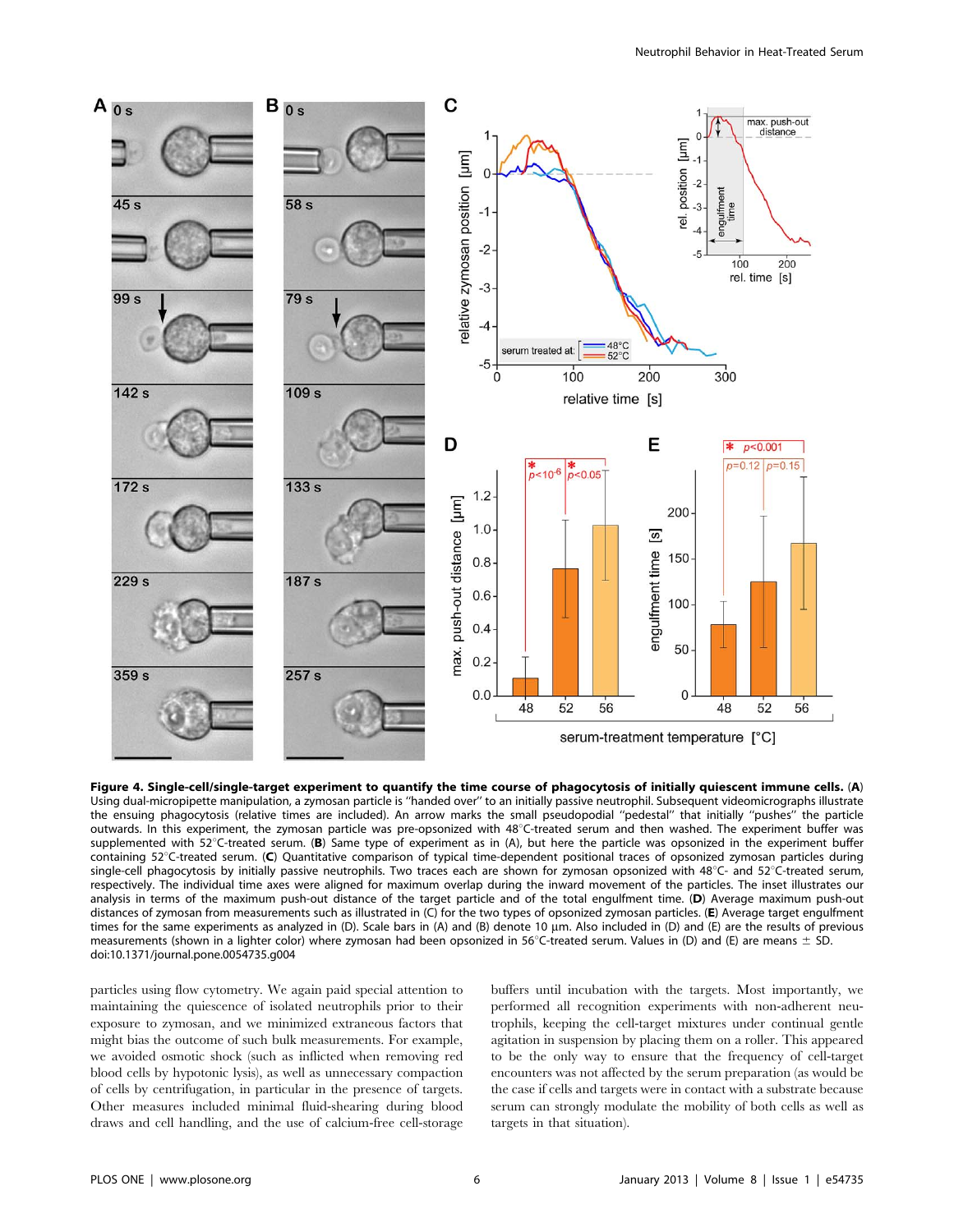**Figure 4. Single-cell/single-target experiment to quantify the time course of phagocytosis of initially quiescent immune cells. (A)** Using dual-micropipette manipulation, a zymosan particle is "handed over" to an initially passive neutrophil. Subsequent videomicrographs illustrate the ensuing phagocytosis (relative times are included). An arrow marks the small pseudopodial "pedestal" that initially "pushes" the particle outwards. In this experiment, the zymosan particle was pre-opsonized with 48°C-treated serum and then washed. The experiment buffer was supplemented with 52°C-treated serum. **(B)** Same type of experiment as in (A), but here the particle was opsonized in the experiment buffer containing 52°C-treated serum. **(C)** Quantitative comparison of typical time-dependent positional traces of opsonized zymosan particles during single-cell phagocytosis by initially passive neutrophils. Two traces each are shown for zymosan opsonized with 48°C- and 52°C-treated serum, respectively. The individual time axes were aligned for maximum overlap during the inward movement of the particles. The inset illustrates our analysis in terms of the maximum push-out distance of the target particle and of the total engulfment time. **(D)** Average maximum push-out distances of zymosan from measurements such as illustrated in (C) for the two types of opsonized zymosan particles. **(E)** Average target engulfment times for the same experiments as analyzed in (D). Scale bars in (A) and (B) denote 10 µm. Also included in (D) and (E) are the results of previous measurements (shown in a lighter color) where zymosan had been opsonized in 56°C-treated serum. Values in (D) and (E) are means ± SD.
doi:10.1371/journal.pone.0054735.g004

particles using flow cytometry. We again paid special attention to maintaining the quiescence of isolated neutrophils prior to their exposure to zymosan, and we minimized extraneous factors that might bias the outcome of such bulk measurements. For example, we avoided osmotic shock (such as inflicted when removing red blood cells by hypotonic lysis), as well as unnecessary compaction of cells by centrifugation, in particular in the presence of targets. Other measures included minimal fluid-shearing during blood draws and cell handling, and the use of calcium-free cell-storage buffers until incubation with the targets. Most importantly, we performed all recognition experiments with non-adherent neutrophils, keeping the cell-target mixtures under continual gentle agitation in suspension by placing them on a roller. This appeared to be the only way to ensure that the frequency of cell-target encounters was not affected by the serum preparation (as would be the case if cells and targets were in contact with a substrate because serum can strongly modulate the mobility of both cells as well as targets in that situation).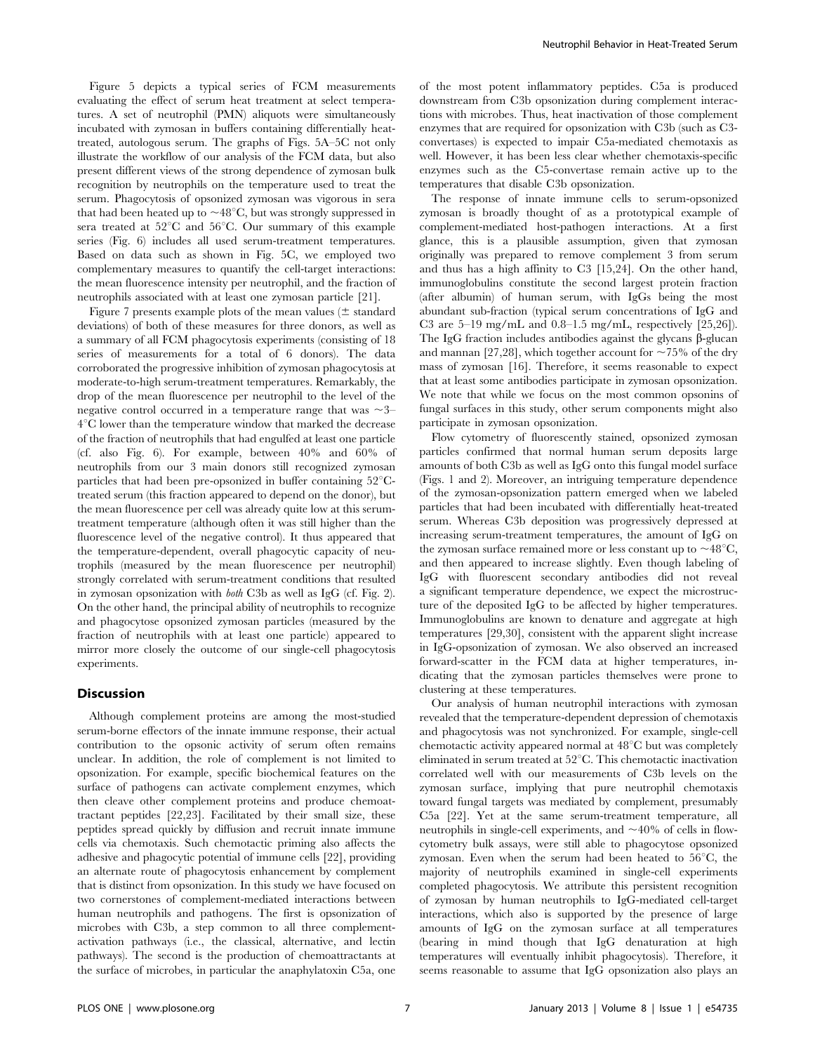Figure 5 depicts a typical series of FCM measurements evaluating the effect of serum heat treatment at select temperatures. A set of neutrophil (PMN) aliquots were simultaneously incubated with zymosan in buffers containing differentially heat-treated, autologous serum. The graphs of Figs. 5A–5C not only illustrate the workflow of our analysis of the FCM data, but also present different views of the strong dependence of zymosan bulk recognition by neutrophils on the temperature used to treat the serum. Phagocytosis of opsonized zymosan was vigorous in sera that had been heated up to ~48°C, but was strongly suppressed in sera treated at 52°C and 56°C. Our summary of this example series (Fig. 6) includes all used serum-treatment temperatures. Based on data such as shown in Fig. 5C, we employed two complementary measures to quantify the cell-target interactions: the mean fluorescence intensity per neutrophil, and the fraction of neutrophils associated with at least one zymosan particle [21].

Figure 7 presents example plots of the mean values (± standard deviations) of both of these measures for three donors, as well as a summary of all FCM phagocytosis experiments (consisting of 18 series of measurements for a total of 6 donors). The data corroborated the progressive inhibition of zymosan phagocytosis at moderate-to-high serum-treatment temperatures. Remarkably, the drop of the mean fluorescence per neutrophil to the level of the negative control occurred in a temperature range that was ~3–4°C lower than the temperature window that marked the decrease of the fraction of neutrophils that had engulfed at least one particle (cf. also Fig. 6). For example, between 40% and 60% of neutrophils from our 3 main donors still recognized zymosan particles that had been pre-opsonized in buffer containing 52°C-treated serum (this fraction appeared to depend on the donor), but the mean fluorescence per cell was already quite low at this serum-treatment temperature (although often it was still higher than the fluorescence level of the negative control). It thus appeared that the temperature-dependent, overall phagocytic capacity of neutrophils (measured by the mean fluorescence per neutrophil) strongly correlated with serum-treatment conditions that resulted in zymosan opsonization with *both* C3b as well as IgG (cf. Fig. 2). On the other hand, the principal ability of neutrophils to recognize and phagocytose opsonized zymosan particles (measured by the fraction of neutrophils with at least one particle) appeared to mirror more closely the outcome of our single-cell phagocytosis experiments.

## Discussion

Although complement proteins are among the most-studied serum-borne effectors of the innate immune response, their actual contribution to the opsonic activity of serum often remains unclear. In addition, the role of complement is not limited to opsonization. For example, specific biochemical features on the surface of pathogens can activate complement enzymes, which then cleave other complement proteins and produce chemoattractant peptides [22,23]. Facilitated by their small size, these peptides spread quickly by diffusion and recruit innate immune cells via chemotaxis. Such chemotactic priming also affects the adhesive and phagocytic potential of immune cells [22], providing an alternate route of phagocytosis enhancement by complement that is distinct from opsonization. In this study we have focused on two cornerstones of complement-mediated interactions between human neutrophils and pathogens. The first is opsonization of microbes with C3b, a step common to all three complement-activation pathways (i.e., the classical, alternative, and lectin pathways). The second is the production of chemoattractants at the surface of microbes, in particular the anaphylatoxin C5a, one of the most potent inflammatory peptides. C5a is produced downstream from C3b opsonization during complement interactions with microbes. Thus, heat inactivation of those complement enzymes that are required for opsonization with C3b (such as C3-convertases) is expected to impair C5a-mediated chemotaxis as well. However, it has been less clear whether chemotaxis-specific enzymes such as the C5-convertase remain active up to the temperatures that disable C3b opsonization.

The response of innate immune cells to serum-opsonized zymosan is broadly thought of as a prototypical example of complement-mediated host-pathogen interactions. At a first glance, this is a plausible assumption, given that zymosan originally was prepared to remove complement 3 from serum and thus has a high affinity to C3 [15,24]. On the other hand, immunoglobulins constitute the second largest protein fraction (after albumin) of human serum, with IgGs being the most abundant sub-fraction (typical serum concentrations of IgG and C3 are 5–19 mg/mL and 0.8–1.5 mg/mL, respectively [25,26]). The IgG fraction includes antibodies against the glycans β-glucan and mannan [27,28], which together account for ~75% of the dry mass of zymosan [16]. Therefore, it seems reasonable to expect that at least some antibodies participate in zymosan opsonization. We note that while we focus on the most common opsonins of fungal surfaces in this study, other serum components might also participate in zymosan opsonization.

Flow cytometry of fluorescently stained, opsonized zymosan particles confirmed that normal human serum deposits large amounts of both C3b as well as IgG onto this fungal model surface (Figs. 1 and 2). Moreover, an intriguing temperature dependence of the zymosan-opsonization pattern emerged when we labeled particles that had been incubated with differentially heat-treated serum. Whereas C3b deposition was progressively depressed at increasing serum-treatment temperatures, the amount of IgG on the zymosan surface remained more or less constant up to ~48°C, and then appeared to increase slightly. Even though labeling of IgG with fluorescent secondary antibodies did not reveal a significant temperature dependence, we expect the microstructure of the deposited IgG to be affected by higher temperatures. Immunoglobulins are known to denature and aggregate at high temperatures [29,30], consistent with the apparent slight increase in IgG-opsonization of zymosan. We also observed an increased forward-scatter in the FCM data at higher temperatures, indicating that the zymosan particles themselves were prone to clustering at these temperatures.

Our analysis of human neutrophil interactions with zymosan revealed that the temperature-dependent depression of chemotaxis and phagocytosis was not synchronized. For example, single-cell chemotactic activity appeared normal at 48°C but was completely eliminated in serum treated at 52°C. This chemotactic inactivation correlated well with our measurements of C3b levels on the zymosan surface, implying that pure neutrophil chemotaxis toward fungal targets was mediated by complement, presumably C5a [22]. Yet at the same serum-treatment temperature, all neutrophils in single-cell experiments, and ~40% of cells in flow-cytometry bulk assays, were still able to phagocytose opsonized zymosan. Even when the serum had been heated to 56°C, the majority of neutrophils examined in single-cell experiments completed phagocytosis. We attribute this persistent recognition of zymosan by human neutrophils to IgG-mediated cell-target interactions, which also is supported by the presence of large amounts of IgG on the zymosan surface at all temperatures (bearing in mind though that IgG denaturation at high temperatures will eventually inhibit phagocytosis). Therefore, it seems reasonable to assume that IgG opsonization also plays an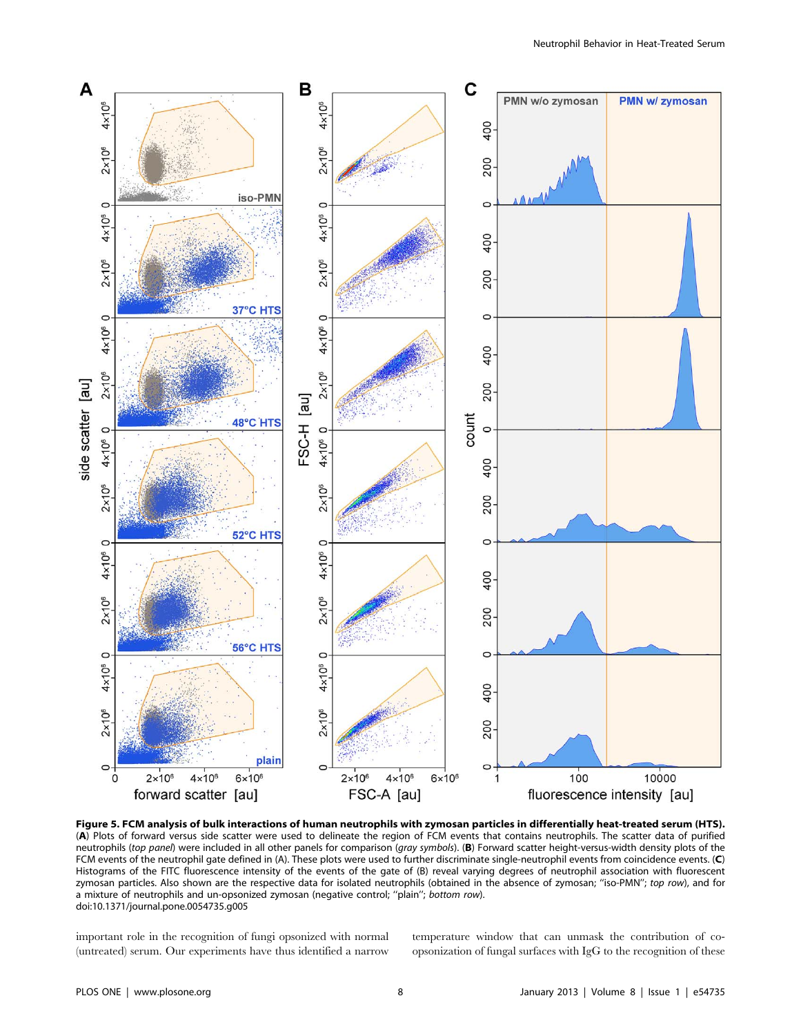**Figure 5. FCM analysis of bulk interactions of human neutrophils with zymosan particles in differentially heat-treated serum (HTS).** (**A**) Plots of forward versus side scatter were used to delineate the region of FCM events that contains neutrophils. The scatter data of purified neutrophils (*top panel*) were included in all other panels for comparison (*gray symbols*). (**B**) Forward scatter height-versus-width density plots of the FCM events of the neutrophil gate defined in (A). These plots were used to further discriminate single-neutrophil events from coincidence events. (**C**) Histograms of the FITC fluorescence intensity of the events of the gate of (B) reveal varying degrees of neutrophil association with fluorescent zymosan particles. Also shown are the respective data for isolated neutrophils (obtained in the absence of zymosan; ''iso-PMN''; *top row*), and for a mixture of neutrophils and un-opsonized zymosan (negative control; ''plain''; *bottom row*).
doi:10.1371/journal.pone.0054735.g005

important role in the recognition of fungi opsonized with normal (untreated) serum. Our experiments have thus identified a narrow temperature window that can unmask the contribution of co-opsonization of fungal surfaces with IgG to the recognition of these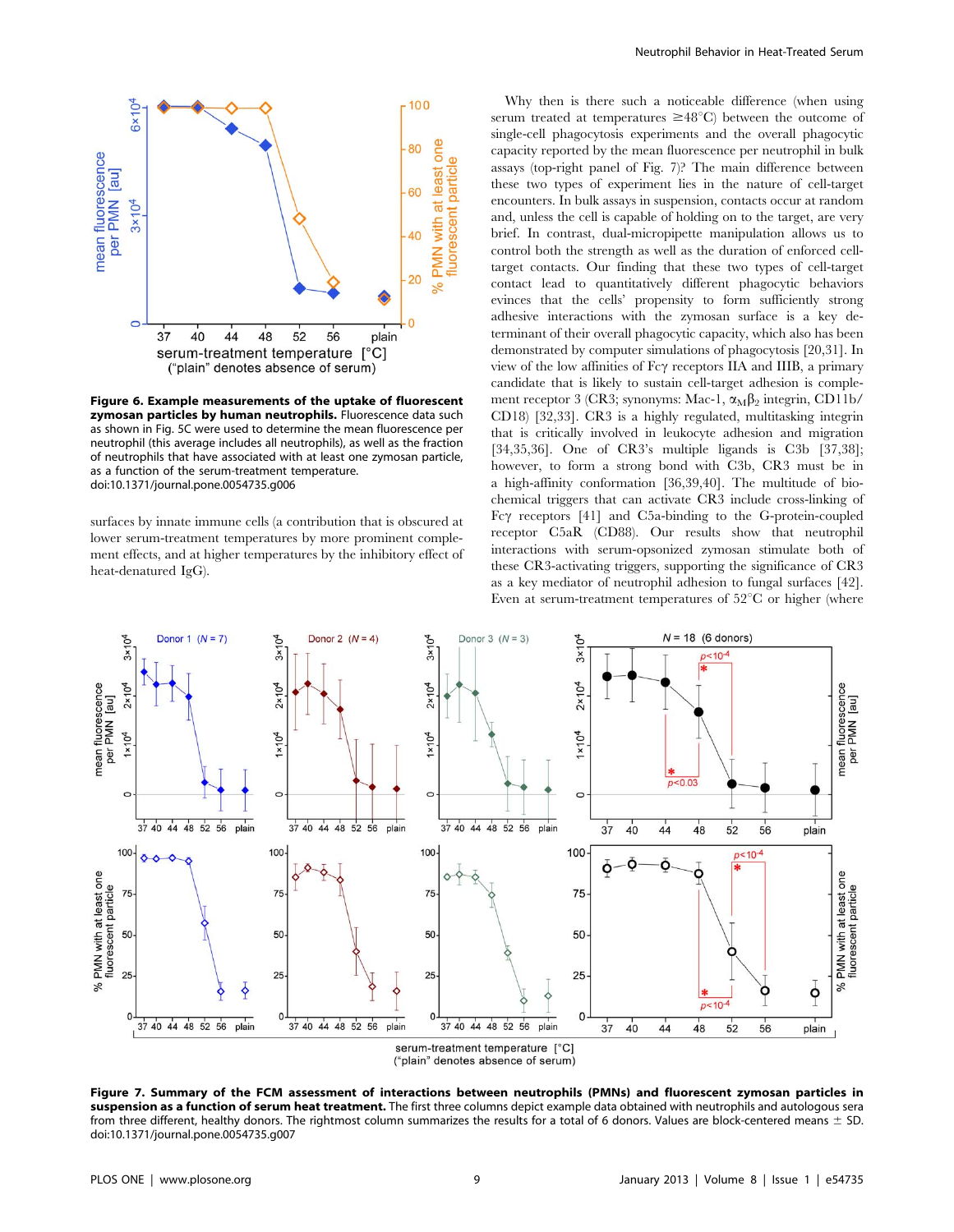**Figure 6. Example measurements of the uptake of fluorescent zymosan particles by human neutrophils.** Fluorescence data such as shown in Fig. 5C were used to determine the mean fluorescence per neutrophil (this average includes all neutrophils), as well as the fraction of neutrophils that have associated with at least one zymosan particle, as a function of the serum-treatment temperature.
doi:10.1371/journal.pone.0054735.g006

surfaces by innate immune cells (a contribution that is obscured at lower serum-treatment temperatures by more prominent complement effects, and at higher temperatures by the inhibitory effect of heat-denatured IgG).

Why then is there such a noticeable difference (when using serum treated at temperatures ≥48°C) between the outcome of single-cell phagocytosis experiments and the overall phagocytic capacity reported by the mean fluorescence per neutrophil in bulk assays (top-right panel of Fig. 7)? The main difference between these two types of experiment lies in the nature of cell-target encounters. In bulk assays in suspension, contacts occur at random and, unless the cell is capable of holding on to the target, are very brief. In contrast, dual-micropipette manipulation allows us to control both the strength as well as the duration of enforced cell-target contacts. Our finding that these two types of cell-target contact lead to quantitatively different phagocytic behaviors evinces that the cells' propensity to form sufficiently strong adhesive interactions with the zymosan surface is a key determinant of their overall phagocytic capacity, which also has been demonstrated by computer simulations of phagocytosis [20,31]. In view of the low affinities of Fcγ receptors IIA and IIIB, a primary candidate that is likely to sustain cell-target adhesion is complement receptor 3 (CR3; synonyms: Mac-1, $\alpha_M\beta_2$ integrin, CD11b/CD18) [32,33]. CR3 is a highly regulated, multitasking integrin that is critically involved in leukocyte adhesion and migration [34,35,36]. One of CR3's multiple ligands is C3b [37,38]; however, to form a strong bond with C3b, CR3 must be in a high-affinity conformation [36,39,40]. The multitude of biochemical triggers that can activate CR3 include cross-linking of Fcγ receptors [41] and C5a-binding to the G-protein-coupled receptor C5aR (CD88). Our results show that neutrophil interactions with serum-opsonized zymosan stimulate both of these CR3-activating triggers, supporting the significance of CR3 as a key mediator of neutrophil adhesion to fungal surfaces [42]. Even at serum-treatment temperatures of 52°C or higher (where

**Figure 7. Summary of the FCM assessment of interactions between neutrophils (PMNs) and fluorescent zymosan particles in suspension as a function of serum heat treatment.** The first three columns depict example data obtained with neutrophils and autologous sera from three different, healthy donors. The rightmost column summarizes the results for a total of 6 donors. Values are block-centered means ± SD.
doi:10.1371/journal.pone.0054735.g007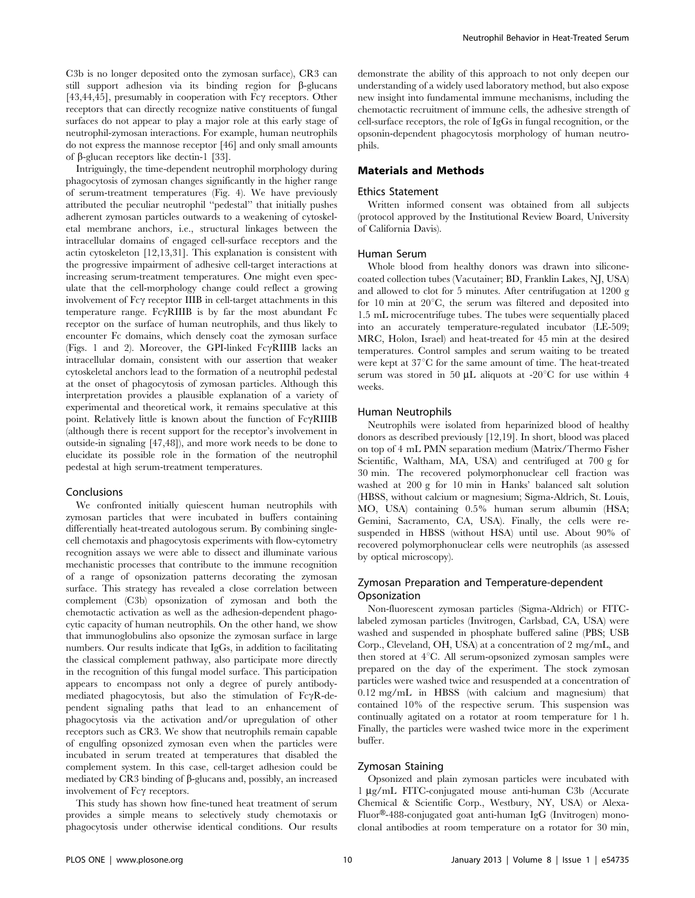C3b is no longer deposited onto the zymosan surface), CR3 can still support adhesion via its binding region for β-glucans [43,44,45], presumably in cooperation with Fcγ receptors. Other receptors that can directly recognize native constituents of fungal surfaces do not appear to play a major role at this early stage of neutrophil-zymosan interactions. For example, human neutrophils do not express the mannose receptor [46] and only small amounts of β-glucan receptors like dectin-1 [33].

Intriguingly, the time-dependent neutrophil morphology during phagocytosis of zymosan changes significantly in the higher range of serum-treatment temperatures (Fig. 4). We have previously attributed the peculiar neutrophil "pedestal" that initially pushes adherent zymosan particles outwards to a weakening of cytoskeletal membrane anchors, i.e., structural linkages between the intracellular domains of engaged cell-surface receptors and the actin cytoskeleton [12,13,31]. This explanation is consistent with the progressive impairment of adhesive cell-target interactions at increasing serum-treatment temperatures. One might even speculate that the cell-morphology change could reflect a growing involvement of Fcγ receptor IIIB in cell-target attachments in this temperature range. FcγRIIIB is by far the most abundant Fc receptor on the surface of human neutrophils, and thus likely to encounter Fc domains, which densely coat the zymosan surface (Figs. 1 and 2). Moreover, the GPI-linked FcγRIIIB lacks an intracellular domain, consistent with our assertion that weaker cytoskeletal anchors lead to the formation of a neutrophil pedestal at the onset of phagocytosis of zymosan particles. Although this interpretation provides a plausible explanation of a variety of experimental and theoretical work, it remains speculative at this point. Relatively little is known about the function of FcγRIIIB (although there is recent support for the receptor's involvement in outside-in signaling [47,48]), and more work needs to be done to elucidate its possible role in the formation of the neutrophil pedestal at high serum-treatment temperatures.

### Conclusions

We confronted initially quiescent human neutrophils with zymosan particles that were incubated in buffers containing differentially heat-treated autologous serum. By combining single-cell chemotaxis and phagocytosis experiments with flow-cytometry recognition assays we were able to dissect and illuminate various mechanistic processes that contribute to the immune recognition of a range of opsonization patterns decorating the zymosan surface. This strategy has revealed a close correlation between complement (C3b) opsonization of zymosan and both the chemotactic activation as well as the adhesion-dependent phagocytic capacity of human neutrophils. On the other hand, we show that immunoglobulins also opsonize the zymosan surface in large numbers. Our results indicate that IgGs, in addition to facilitating the classical complement pathway, also participate more directly in the recognition of this fungal model surface. This participation appears to encompass not only a degree of purely antibody-mediated phagocytosis, but also the stimulation of FcγR-dependent signaling paths that lead to an enhancement of phagocytosis via the activation and/or upregulation of other receptors such as CR3. We show that neutrophils remain capable of engulfing opsonized zymosan even when the particles were incubated in serum treated at temperatures that disabled the complement system. In this case, cell-target adhesion could be mediated by CR3 binding of β-glucans and, possibly, an increased involvement of Fcγ receptors.

This study has shown how fine-tuned heat treatment of serum provides a simple means to selectively study chemotaxis or phagocytosis under otherwise identical conditions. Our results demonstrate the ability of this approach to not only deepen our understanding of a widely used laboratory method, but also expose new insight into fundamental immune mechanisms, including the chemotactic recruitment of immune cells, the adhesive strength of cell-surface receptors, the role of IgGs in fungal recognition, or the opsonin-dependent phagocytosis morphology of human neutrophils.

## Materials and Methods

### Ethics Statement

Written informed consent was obtained from all subjects (protocol approved by the Institutional Review Board, University of California Davis).

### Human Serum

Whole blood from healthy donors was drawn into silicone-coated collection tubes (Vacutainer; BD, Franklin Lakes, NJ, USA) and allowed to clot for 5 minutes. After centrifugation at 1200 g for 10 min at 20°C, the serum was filtered and deposited into 1.5 mL microcentrifuge tubes. The tubes were sequentially placed into an accurately temperature-regulated incubator (LE-509; MRC, Holon, Israel) and heat-treated for 45 min at the desired temperatures. Control samples and serum waiting to be treated were kept at 37°C for the same amount of time. The heat-treated serum was stored in 50 µL aliquots at -20°C for use within 4 weeks.

### Human Neutrophils

Neutrophils were isolated from heparinized blood of healthy donors as described previously [12,19]. In short, blood was placed on top of 4 mL PMN separation medium (Matrix/Thermo Fisher Scientific, Waltham, MA, USA) and centrifuged at 700 g for 30 min. The recovered polymorphonuclear cell fraction was washed at 200 g for 10 min in Hanks' balanced salt solution (HBSS, without calcium or magnesium; Sigma-Aldrich, St. Louis, MO, USA) containing 0.5% human serum albumin (HSA; Gemini, Sacramento, CA, USA). Finally, the cells were resuspended in HBSS (without HSA) until use. About 90% of recovered polymorphonuclear cells were neutrophils (as assessed by optical microscopy).

### Zymosan Preparation and Temperature-dependent Opsonization

Non-fluorescent zymosan particles (Sigma-Aldrich) or FITC-labeled zymosan particles (Invitrogen, Carlsbad, CA, USA) were washed and suspended in phosphate buffered saline (PBS; USB Corp., Cleveland, OH, USA) at a concentration of 2 mg/mL, and then stored at 4°C. All serum-opsonized zymosan samples were prepared on the day of the experiment. The stock zymosan particles were washed twice and resuspended at a concentration of 0.12 mg/mL in HBSS (with calcium and magnesium) that contained 10% of the respective serum. This suspension was continually agitated on a rotator at room temperature for 1 h. Finally, the particles were washed twice more in the experiment buffer.

### Zymosan Staining

Opsonized and plain zymosan particles were incubated with 1 µg/mL FITC-conjugated mouse anti-human C3b (Accurate Chemical & Scientific Corp., Westbury, NY, USA) or Alexa-Fluor®-488-conjugated goat anti-human IgG (Invitrogen) monoclonal antibodies at room temperature on a rotator for 30 min,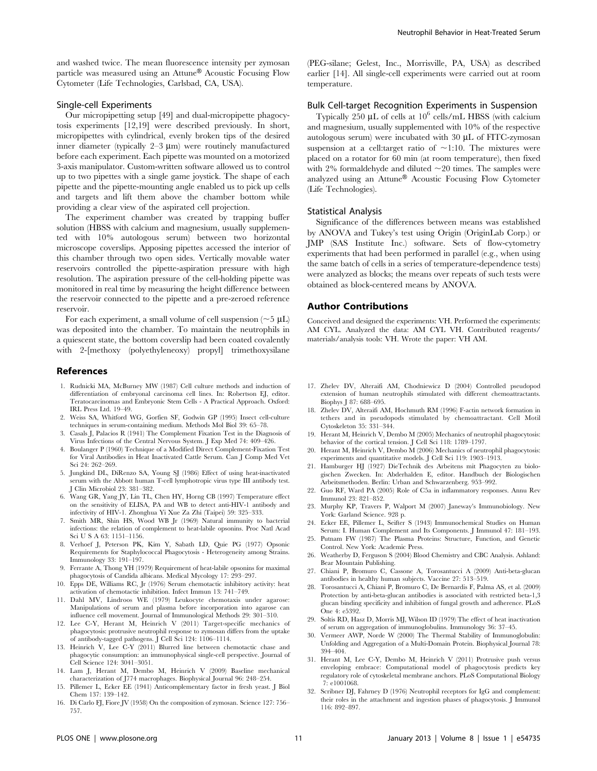and washed twice. The mean fluorescence intensity per zymosan particle was measured using an Attune® Acoustic Focusing Flow Cytometer (Life Technologies, Carlsbad, CA, USA).

### Single-cell Experiments

Our micropipetting setup [49] and dual-micropipette phagocytosis experiments [12,19] were described previously. In short, micropipettes with cylindrical, evenly broken tips of the desired inner diameter (typically 2–3 μm) were routinely manufactured before each experiment. Each pipette was mounted on a motorized 3-axis manipulator. Custom-written software allowed us to control up to two pipettes with a single game joystick. The shape of each pipette and the pipette-mounting angle enabled us to pick up cells and targets and lift them above the chamber bottom while providing a clear view of the aspirated cell projection.

The experiment chamber was created by trapping buffer solution (HBSS with calcium and magnesium, usually supplemented with 10% autologous serum) between two horizontal microscope coverslips. Apposing pipettes accessed the interior of this chamber through two open sides. Vertically movable water reservoirs controlled the pipette-aspiration pressure with high resolution. The aspiration pressure of the cell-holding pipette was monitored in real time by measuring the height difference between the reservoir connected to the pipette and a pre-zeroed reference reservoir.

For each experiment, a small volume of cell suspension (~5 μL) was deposited into the chamber. To maintain the neutrophils in a quiescent state, the bottom coverslip had been coated covalently with 2-[methoxy (polyethyleneoxy) propyl] trimethoxysilane (PEG-silane; Gelest, Inc., Morrisville, PA, USA) as described earlier [14]. All single-cell experiments were carried out at room temperature.

### Bulk Cell-target Recognition Experiments in Suspension

Typically 250 μL of cells at $10^6$ cells/mL HBSS (with calcium and magnesium, usually supplemented with 10% of the respective autologous serum) were incubated with 30 μL of FITC-zymosan suspension at a cell:target ratio of ~1:10. The mixtures were placed on a rotator for 60 min (at room temperature), then fixed with 2% formaldehyde and diluted ~20 times. The samples were analyzed using an Attune® Acoustic Focusing Flow Cytometer (Life Technologies).

### Statistical Analysis

Significance of the differences between means was established by ANOVA and Tukey's test using Origin (OriginLab Corp.) or JMP (SAS Institute Inc.) software. Sets of flow-cytometry experiments that had been performed in parallel (e.g., when using the same batch of cells in a series of temperature-dependence tests) were analyzed as blocks; the means over repeats of such tests were obtained as block-centered means by ANOVA.

## Author Contributions

Conceived and designed the experiments: VH. Performed the experiments: AM CYL. Analyzed the data: AM CYL VH. Contributed reagents/materials/analysis tools: VH. Wrote the paper: VH AM.

## References

1. Rudnicki MA, McBurney MW (1987) Cell culture methods and induction of differentiation of embryonal carcinoma cell lines. In: Robertson EJ, editor. Teratocarcinomas and Embryonic Stem Cells - A Practical Approach. Oxford: IRL Press Ltd. 19–49.
2. Weiss SA, Whitford WG, Gorfien SF, Godwin GP (1995) Insect cell-culture techniques in serum-containing medium. Methods Mol Biol 39: 65–78.
3. Casals J, Palacios R (1941) The Complement Fixation Test in the Diagnosis of Virus Infections of the Central Nervous System. J Exp Med 74: 409–426.
4. Boulanger P (1960) Technique of a Modified Direct Complement-Fixation Test for Viral Antibodies in Heat Inactivated Cattle Serum. Can J Comp Med Vet Sci 24: 262–269.
5. Jungkind DL, DiRenzo SA, Young SJ (1986) Effect of using heat-inactivated serum with the Abbott human T-cell lymphotropic virus type III antibody test. J Clin Microbiol 23: 381–382.
6. Wang GR, Yang JY, Lin TL, Chen HY, Horng CB (1997) Temperature effect on the sensitivity of ELISA, PA and WB to detect anti-HIV-1 antibody and infectivity of HIV-1. Zhonghua Yi Xue Za Zhi (Taipei) 59: 325–333.
7. Smith MR, Shin HS, Wood WB Jr (1969) Natural immunity to bacterial infections: the relation of complement to heat-labile opsonins. Proc Natl Acad Sci U S A 63: 1151–1156.
8. Verhoef J, Peterson PK, Kim Y, Sabath LD, Quie PG (1977) Opsonic Requirements for Staphylococcal Phagocytosis - Heterogeneity among Strains. Immunology 33: 191–197.
9. Ferrante A, Thong YH (1979) Requirement of heat-labile opsonins for maximal phagocytosis of Candida albicans. Medical Mycology 17: 293–297.
10. Epps DE, Williams RC, Jr (1976) Serum chemotactic inhibitory activity: heat activation of chemotactic inhibition. Infect Immun 13: 741–749.
11. Dahl MV, Lindroos WE (1979) Leukocyte chemotaxis under agarose: Manipulations of serum and plasma before incorporation into agarose can influence cell movement. Journal of Immunological Methods 29: 301–310.
12. Lee C-Y, Herant M, Heinrich V (2011) Target-specific mechanics of phagocytosis: protrusive neutrophil response to zymosan differs from the uptake of antibody-tagged pathogens. J Cell Sci 124: 1106–1114.
13. Heinrich V, Lee C-Y (2011) Blurred line between chemotactic chase and phagocytic consumption: an immunophysical single-cell perspective. Journal of Cell Science 124: 3041–3051.
14. Lam J, Herant M, Dembo M, Heinrich V (2009) Baseline mechanical characterization of J774 macrophages. Biophysical Journal 96: 248–254.
15. Pillemer L, Ecker EE (1941) Anticomplementary factor in fresh yeast. J Biol Chem 137: 139–142.
16. Di Carlo FJ, Fiore JV (1958) On the composition of zymosan. Science 127: 756–757.
17. Zhelev DV, Alteraifi AM, Chodniewicz D (2004) Controlled pseudopod extension of human neutrophils stimulated with different chemoattractants. Biophys J 87: 688–695.
18. Zhelev DV, Alteraifi AM, Hochmuth RM (1996) F-actin network formation in tethers and in pseudopods stimulated by chemoattractant. Cell Motil Cytoskeleton 35: 331–344.
19. Herant M, Heinrich V, Dembo M (2005) Mechanics of neutrophil phagocytosis: behavior of the cortical tension. J Cell Sci 118: 1789–1797.
20. Herant M, Heinrich V, Dembo M (2006) Mechanics of neutrophil phagocytosis: experiments and quantitative models. J Cell Sci 119: 1903–1913.
21. Hamburger HJ (1927) DieTechnik des Arbeitens mit Phagocyten zu biologischen Zwecken. In: Abderhalden E, editor. Handbuch der Biologischen Arbeitsmethoden. Berlin: Urban and Schwarzenberg. 953–992.
22. Guo RF, Ward PA (2005) Role of C5a in inflammatory responses. Annu Rev Immunol 23: 821–852.
23. Murphy KP, Travers P, Walport M (2007) Janeway's Immunobiology. New York: Garland Science. 928 p.
24. Ecker EE, Pillemer L, Seifter S (1943) Immunochemical Studies on Human Serum: I. Human Complement and Its Components. J Immunol 47: 181–193.
25. Putnam FW (1987) The Plasma Proteins: Structure, Function, and Genetic Control. New York: Academic Press.
26. Weatherby D, Ferguson S (2004) Blood Chemistry and CBC Analysis. Ashland: Bear Mountain Publishing.
27. Chiani P, Bromuro C, Cassone A, Torosantucci A (2009) Anti-beta-glucan antibodies in healthy human subjects. Vaccine 27: 513–519.
28. Torosantucci A, Chiani P, Bromuro C, De Bernardis F, Palma AS, et al. (2009) Protection by anti-beta-glucan antibodies is associated with restricted beta-1,3 glucan binding specificity and inhibition of fungal growth and adherence. PLoS One 4: e5392.
29. Soltis RD, Hasz D, Morris MJ, Wilson ID (1979) The effect of heat inactivation of serum on aggregation of immunoglobulins. Immunology 36: 37–45.
30. Vermeer AWP, Norde W (2000) The Thermal Stability of Immunoglobulin: Unfolding and Aggregation of a Multi-Domain Protein. Biophysical Journal 78: 394–404.
31. Herant M, Lee C-Y, Dembo M, Heinrich V (2011) Protrusive push versus enveloping embrace: Computational model of phagocytosis predicts key regulatory role of cytoskeletal membrane anchors. PLoS Computational Biology 7: e1001068.
32. Scribner DJ, Fahrney D (1976) Neutrophil receptors for IgG and complement: their roles in the attachment and ingestion phases of phagocytosis. J Immunol 116: 892–897.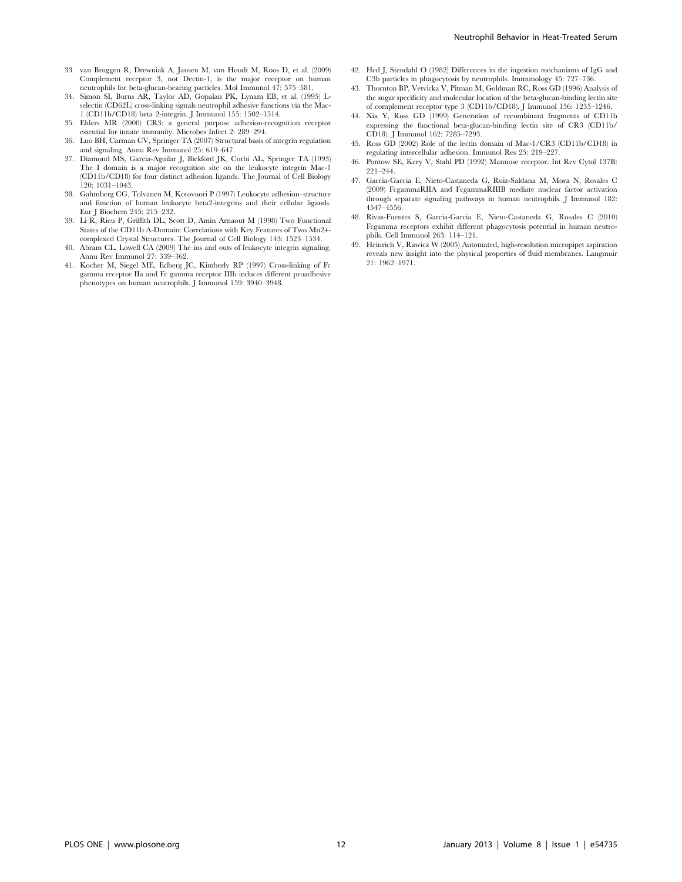33. van Bruggen R, Drewniak A, Jansen M, van Houdt M, Roos D, et al. (2009) Complement receptor 3, not Dectin-1, is the major receptor on human neutrophils for beta-glucan-bearing particles. Mol Immunol 47: 575–581.
34. Simon SI, Burns AR, Taylor AD, Gopalan PK, Lynam EB, et al. (1995) L-selectin (CD62L) cross-linking signals neutrophil adhesive functions via the Mac-1 (CD11b/CD18) beta 2-integrin. J Immunol 155: 1502–1514.
35. Ehlers MR (2000) CR3: a general purpose adhesion-recognition receptor essential for innate immunity. Microbes Infect 2: 289–294.
36. Luo BH, Carman CV, Springer TA (2007) Structural basis of integrin regulation and signaling. Annu Rev Immunol 25: 619–647.
37. Diamond MS, Garcia-Aguilar J, Bickford JK, Corbi AL, Springer TA (1993) The I domain is a major recognition site on the leukocyte integrin Mac-1 (CD11b/CD18) for four distinct adhesion ligands. The Journal of Cell Biology 120: 1031–1043.
38. Gahmberg CG, Tolvanen M, Kotovuori P (1997) Leukocyte adhesion–structure and function of human leukocyte beta2-integrins and their cellular ligands. Eur J Biochem 245: 215–232.
39. Li R, Rieu P, Griffith DL, Scott D, Amin Arnaout M (1998) Two Functional States of the CD11b A-Domain: Correlations with Key Features of Two Mn2+-complexed Crystal Structures. The Journal of Cell Biology 143: 1523–1534.
40. Abram CL, Lowell CA (2009) The ins and outs of leukocyte integrin signaling. Annu Rev Immunol 27: 339–362.
41. Kocher M, Siegel ME, Edberg JC, Kimberly RP (1997) Cross-linking of Fc gamma receptor IIa and Fc gamma receptor IIIb induces different proadhesive phenotypes on human neutrophils. J Immunol 159: 3940–3948.
42. Hed J, Stendahl O (1982) Differences in the ingestion mechanisms of IgG and C3b particles in phagocytosis by neutrophils. Immunology 45: 727–736.
43. Thornton BP, Vetvicka V, Pitman M, Goldman RC, Ross GD (1996) Analysis of the sugar specificity and molecular location of the beta-glucan-binding lectin site of complement receptor type 3 (CD11b/CD18). J Immunol 156: 1235–1246.
44. Xia Y, Ross GD (1999) Generation of recombinant fragments of CD11b expressing the functional beta-glucan-binding lectin site of CR3 (CD11b/CD18). J Immunol 162: 7285–7293.
45. Ross GD (2002) Role of the lectin domain of Mac-1/CR3 (CD11b/CD18) in regulating intercellular adhesion. Immunol Res 25: 219–227.
46. Pontow SE, Kery V, Stahl PD (1992) Mannose receptor. Int Rev Cytol 137B: 221–244.
47. Garcia-Garcia E, Nieto-Castaneda G, Ruiz-Saldana M, Mora N, Rosales C (2009) FcgammaRIIA and FcgammaRIIIB mediate nuclear factor activation through separate signaling pathways in human neutrophils. J Immunol 182: 4547–4556.
48. Rivas-Fuentes S, Garcia-Garcia E, Nieto-Castaneda G, Rosales C (2010) Fcgamma receptors exhibit different phagocytosis potential in human neutrophils. Cell Immunol 263: 114–121.
49. Heinrich V, Rawicz W (2005) Automated, high-resolution micropipet aspiration reveals new insight into the physical properties of fluid membranes. Langmuir 21: 1962–1971.